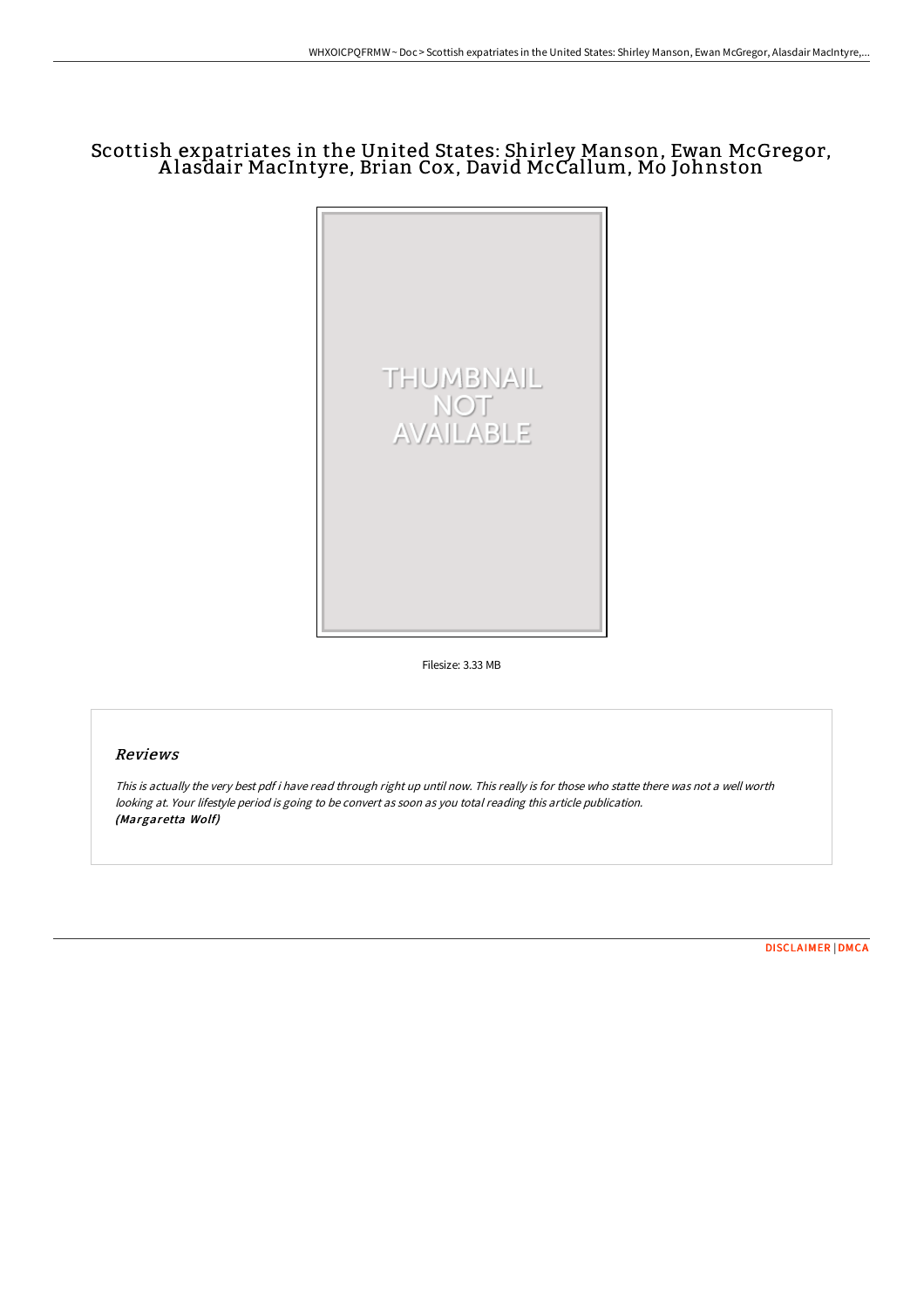# Scottish expatriates in the United States: Shirley Manson, Ewan McGregor, Alasdair MacIntyre, Brian Cox, David McCallum, Mo Johnston

Filesize: 3.33 MB

## Reviews

*This is actually the very best pdf i have read through right up until now. This really is for those who statte there was not a well worth looking at. Your lifestyle period is going to be convert as soon as you total reading this article publication.*
***(Margaretta Wolf)***

DISCLAIMER | DMCA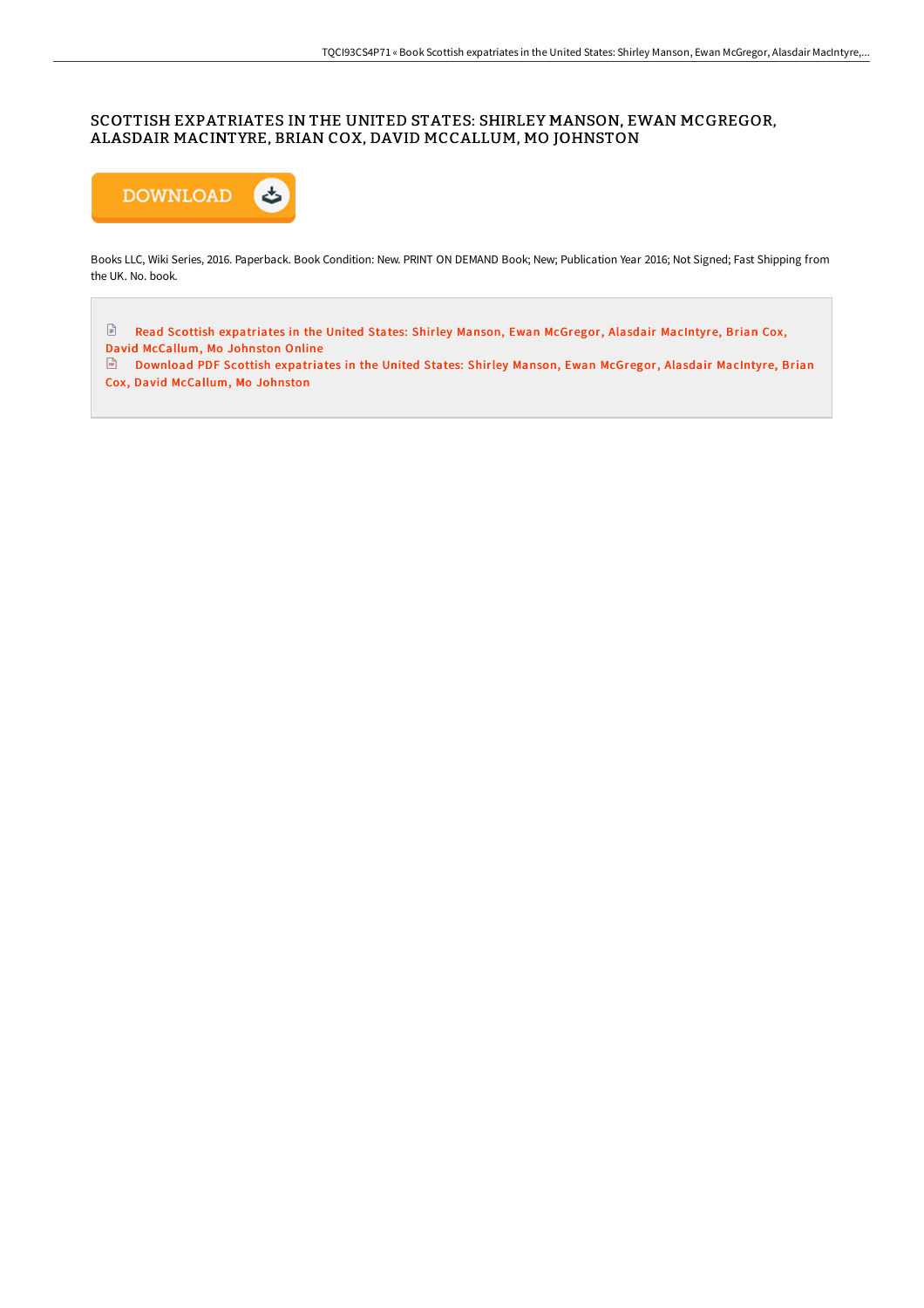# SCOTTISH EXPATRIATES IN THE UNITED STATES: SHIRLEY MANSON, EWAN MCGREGOR, ALASDAIR MACINTYRE, BRIAN COX, DAVID MCCALLUM, MO JOHNSTON

DOWNLOAD

Books LLC, Wiki Series, 2016. Paperback. Book Condition: New. PRINT ON DEMAND Book; New; Publication Year 2016; Not Signed; Fast Shipping from the UK. No. book.

Read Scottish expatriates in the United States: Shirley Manson, Ewan McGregor, Alasdair MacIntyre, Brian Cox, David McCallum, Mo Johnston Online

Download PDF Scottish expatriates in the United States: Shirley Manson, Ewan McGregor, Alasdair MacIntyre, Brian Cox, David McCallum, Mo Johnston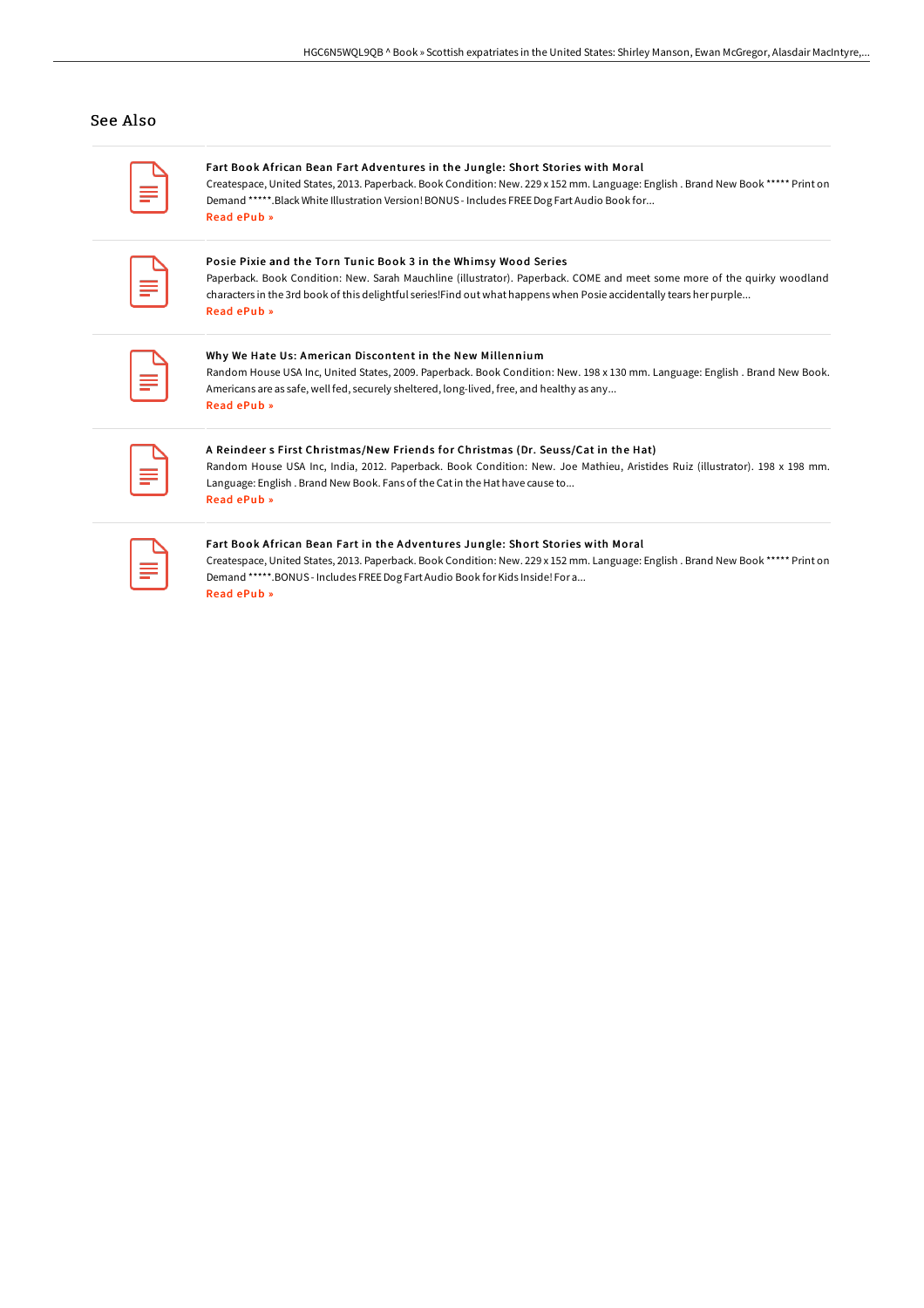## See Also

### Fart Book African Bean Fart Adventures in the Jungle: Short Stories with Moral

Createspace, United States, 2013. Paperback. Book Condition: New. 229 x 152 mm. Language: English . Brand New Book ***** Print on Demand *****.Black White Illustration Version! BONUS - Includes FREE Dog Fart Audio Book for...

Read ePub »

### Posie Pixie and the Torn Tunic Book 3 in the Whimsy Wood Series

Paperback. Book Condition: New. Sarah Mauchline (illustrator). Paperback. COME and meet some more of the quirky woodland characters in the 3rd book of this delightful series!Find out what happens when Posie accidentally tears her purple...

Read ePub »

### Why We Hate Us: American Discontent in the New Millennium

Random House USA Inc, United States, 2009. Paperback. Book Condition: New. 198 x 130 mm. Language: English . Brand New Book. Americans are as safe, well fed, securely sheltered, long-lived, free, and healthy as any...

Read ePub »

### A Reindeer s First Christmas/New Friends for Christmas (Dr. Seuss/Cat in the Hat)

Random House USA Inc, India, 2012. Paperback. Book Condition: New. Joe Mathieu, Aristides Ruiz (illustrator). 198 x 198 mm. Language: English . Brand New Book. Fans of the Cat in the Hat have cause to...

Read ePub »

### Fart Book African Bean Fart in the Adventures Jungle: Short Stories with Moral

Createspace, United States, 2013. Paperback. Book Condition: New. 229 x 152 mm. Language: English . Brand New Book ***** Print on Demand *****.BONUS - Includes FREE Dog Fart Audio Book for Kids Inside! For a...

Read ePub »